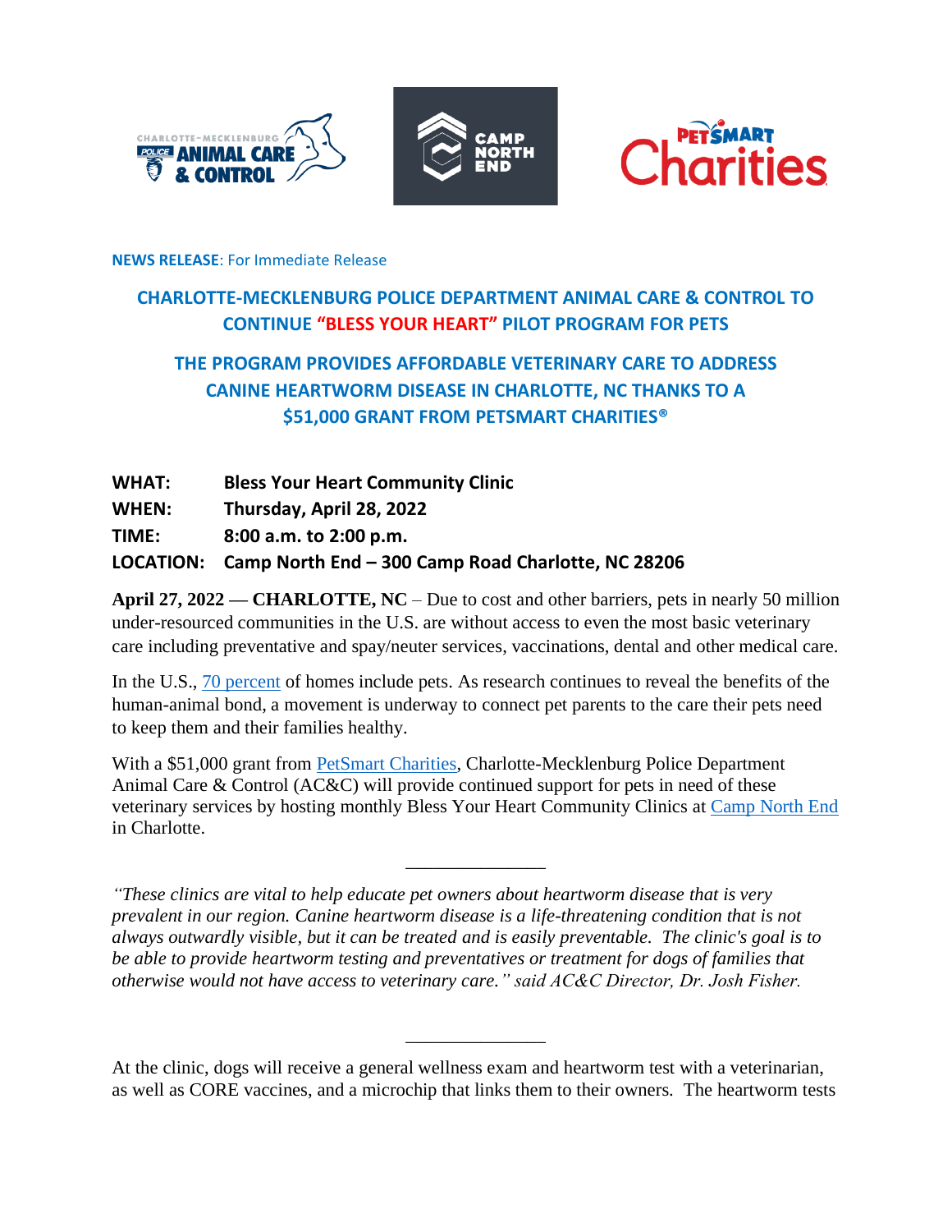**NEWS RELEASE**: For Immediate Release

## CHARLOTTE-MECKLENBURG POLICE DEPARTMENT ANIMAL CARE & CONTROL TO CONTINUE "BLESS YOUR HEART" PILOT PROGRAM FOR PETS

## THE PROGRAM PROVIDES AFFORDABLE VETERINARY CARE TO ADDRESS CANINE HEARTWORM DISEASE IN CHARLOTTE, NC THANKS TO A $51,000 GRANT FROM PETSMART CHARITIES®

**WHAT:** **Bless Your Heart Community Clinic**
**WHEN:** **Thursday, April 28, 2022**
**TIME:** **8:00 a.m. to 2:00 p.m.**
**LOCATION:** **Camp North End – 300 Camp Road Charlotte, NC 28206**

**April 27, 2022 — CHARLOTTE, NC** – Due to cost and other barriers, pets in nearly 50 million under-resourced communities in the U.S. are without access to even the most basic veterinary care including preventative and spay/neuter services, vaccinations, dental and other medical care.

In the U.S., 70 percent of homes include pets. As research continues to reveal the benefits of the human-animal bond, a movement is underway to connect pet parents to the care their pets need to keep them and their families healthy.

With a $51,000 grant from PetSmart Charities, Charlotte-Mecklenburg Police Department Animal Care & Control (AC&C) will provide continued support for pets in need of these veterinary services by hosting monthly Bless Your Heart Community Clinics at Camp North End in Charlotte.

---

*"These clinics are vital to help educate pet owners about heartworm disease that is very prevalent in our region. Canine heartworm disease is a life-threatening condition that is not always outwardly visible, but it can be treated and is easily preventable. The clinic's goal is to be able to provide heartworm testing and preventatives or treatment for dogs of families that otherwise would not have access to veterinary care." said AC&C Director, Dr. Josh Fisher.*

---

At the clinic, dogs will receive a general wellness exam and heartworm test with a veterinarian, as well as CORE vaccines, and a microchip that links them to their owners. The heartworm tests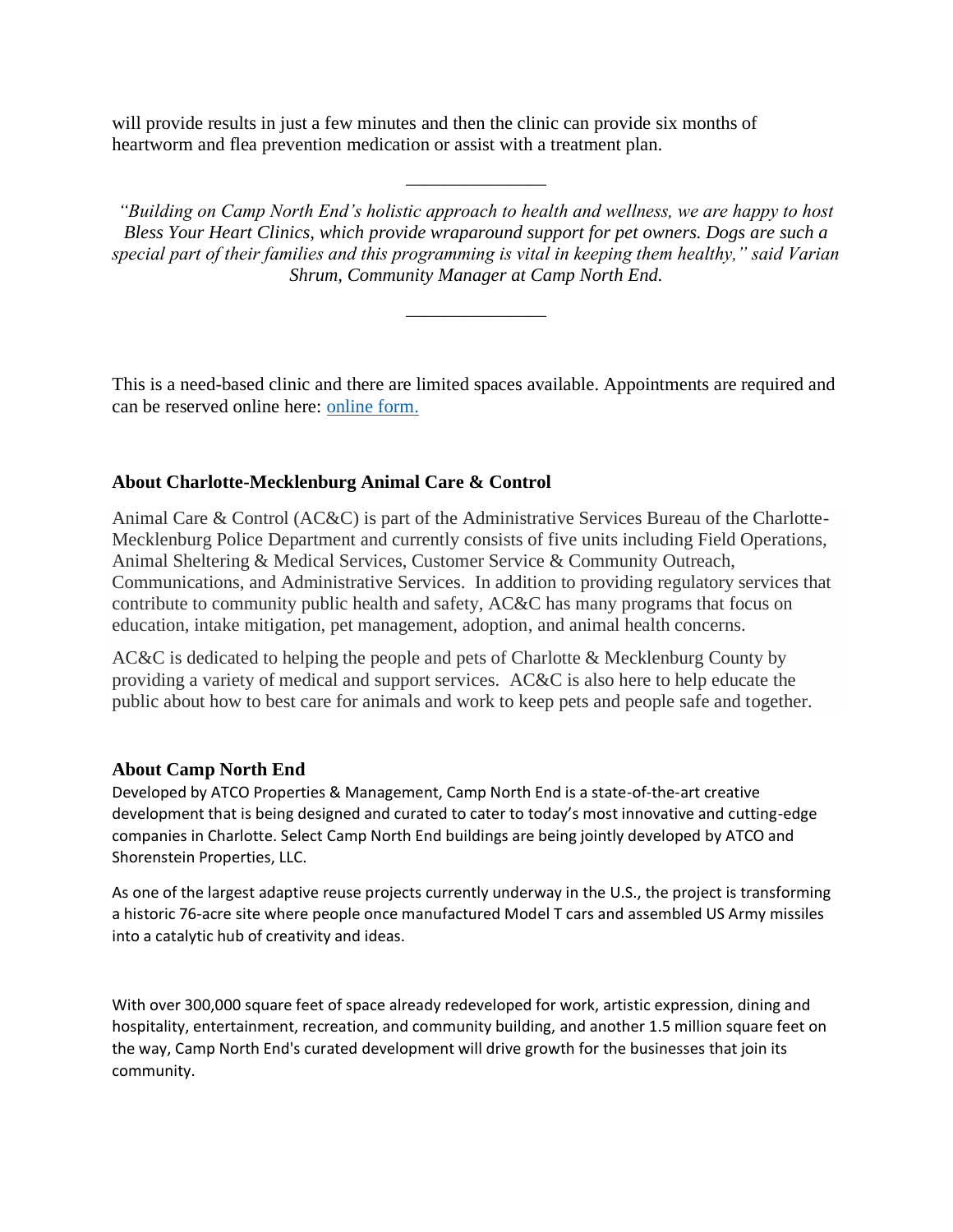will provide results in just a few minutes and then the clinic can provide six months of heartworm and flea prevention medication or assist with a treatment plan.

---

*"Building on Camp North End's holistic approach to health and wellness, we are happy to host Bless Your Heart Clinics, which provide wraparound support for pet owners. Dogs are such a special part of their families and this programming is vital in keeping them healthy," said Varian Shrum, Community Manager at Camp North End.*

---

This is a need-based clinic and there are limited spaces available. Appointments are required and can be reserved online here: [online form.]()

### About Charlotte-Mecklenburg Animal Care & Control

Animal Care & Control (AC&C) is part of the Administrative Services Bureau of the Charlotte-Mecklenburg Police Department and currently consists of five units including Field Operations, Animal Sheltering & Medical Services, Customer Service & Community Outreach, Communications, and Administrative Services. In addition to providing regulatory services that contribute to community public health and safety, AC&C has many programs that focus on education, intake mitigation, pet management, adoption, and animal health concerns.

AC&C is dedicated to helping the people and pets of Charlotte & Mecklenburg County by providing a variety of medical and support services. AC&C is also here to help educate the public about how to best care for animals and work to keep pets and people safe and together.

### About Camp North End

Developed by ATCO Properties & Management, Camp North End is a state-of-the-art creative development that is being designed and curated to cater to today's most innovative and cutting-edge companies in Charlotte. Select Camp North End buildings are being jointly developed by ATCO and Shorenstein Properties, LLC.

As one of the largest adaptive reuse projects currently underway in the U.S., the project is transforming a historic 76-acre site where people once manufactured Model T cars and assembled US Army missiles into a catalytic hub of creativity and ideas.

With over 300,000 square feet of space already redeveloped for work, artistic expression, dining and hospitality, entertainment, recreation, and community building, and another 1.5 million square feet on the way, Camp North End's curated development will drive growth for the businesses that join its community.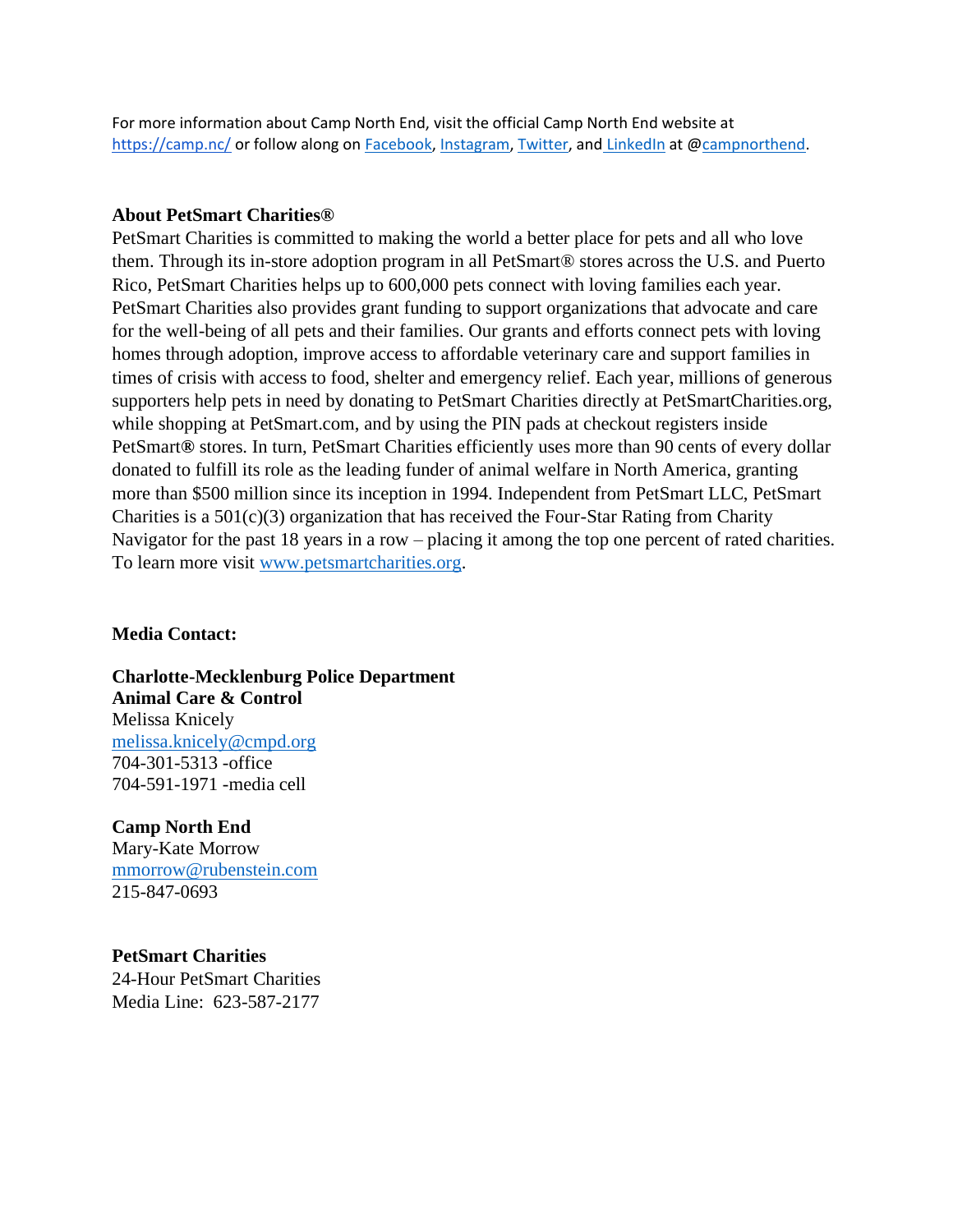For more information about Camp North End, visit the official Camp North End website at https://camp.nc/ or follow along on Facebook, Instagram, Twitter, and LinkedIn at @campnorthend.

**About PetSmart Charities®**

PetSmart Charities is committed to making the world a better place for pets and all who love them. Through its in-store adoption program in all PetSmart® stores across the U.S. and Puerto Rico, PetSmart Charities helps up to 600,000 pets connect with loving families each year. PetSmart Charities also provides grant funding to support organizations that advocate and care for the well-being of all pets and their families. Our grants and efforts connect pets with loving homes through adoption, improve access to affordable veterinary care and support families in times of crisis with access to food, shelter and emergency relief. Each year, millions of generous supporters help pets in need by donating to PetSmart Charities directly at PetSmartCharities.org, while shopping at PetSmart.com, and by using the PIN pads at checkout registers inside PetSmart**®** stores. In turn, PetSmart Charities efficiently uses more than 90 cents of every dollar donated to fulfill its role as the leading funder of animal welfare in North America, granting more than $500 million since its inception in 1994. Independent from PetSmart LLC, PetSmart Charities is a 501(c)(3) organization that has received the Four-Star Rating from Charity Navigator for the past 18 years in a row – placing it among the top one percent of rated charities. To learn more visit www.petsmartcharities.org.

**Media Contact:**

**Charlotte-Mecklenburg Police Department**
**Animal Care & Control**
Melissa Knicely
melissa.knicely@cmpd.org
704-301-5313 -office
704-591-1971 -media cell

**Camp North End**
Mary-Kate Morrow
mmorrow@rubenstein.com
215-847-0693

**PetSmart Charities**
24-Hour PetSmart Charities
Media Line: 623-587-2177